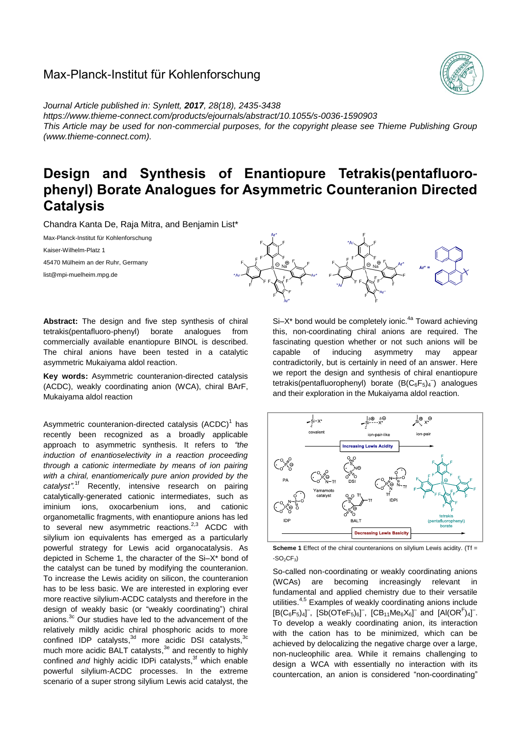Max-Planck-Institut für Kohlenforschung

*Journal Article published in: Synlett, **2017**, 28(18), 2435-3438*
*https://www.thieme-connect.com/products/ejournals/abstract/10.1055/s-0036-1590903*
*This Article may be used for non-commercial purposes, for the copyright please see Thieme Publishing Group (www.thieme-connect.com).*

# Design and Synthesis of Enantiopure Tetrakis(pentafluoro-phenyl) Borate Analogues for Asymmetric Counteranion Directed Catalysis

Chandra Kanta De, Raja Mitra, and Benjamin List*

Max-Planck-Institut für Kohlenforschung
Kaiser-Wilhelm-Platz 1
45470 Mülheim an der Ruhr, Germany
list@mpi-muelheim.mpg.de

**Abstract:** The design and five step synthesis of chiral tetrakis(pentafluoro-phenyl) borate analogues from commercially available enantiopure BINOL is described. The chiral anions have been tested in a catalytic asymmetric Mukaiyama aldol reaction.

**Key words:** Asymmetric counteranion-directed catalysis (ACDC), weakly coordinating anion (WCA), chiral BArF, Mukaiyama aldol reaction

Asymmetric counteranion-directed catalysis (ACDC)[1] has recently been recognized as a broadly applicable approach to asymmetric synthesis. It refers to *"the induction of enantioselectivity in a reaction proceeding through a cationic intermediate by means of ion pairing with a chiral, enantiomerically pure anion provided by the catalyst".*[1f] Recently, intensive research on pairing catalytically-generated cationic intermediates, such as iminium ions, oxocarbenium ions, and cationic organometallic fragments, with enantiopure anions has led to several new asymmetric reactions.[2,3] ACDC with silylium ion equivalents has emerged as a particularly powerful strategy for Lewis acid organocatalysis. As depicted in Scheme 1, the character of the Si–X* bond of the catalyst can be tuned by modifying the counteranion. To increase the Lewis acidity on silicon, the counteranion has to be less basic. We are interested in exploring ever more reactive silylium-ACDC catalysts and therefore in the design of weakly basic (or "weakly coordinating") chiral anions.[3c] Our studies have led to the advancement of the relatively mildly acidic chiral phosphoric acids to more confined IDP catalysts,[3d] more acidic DSI catalysts,[3c] much more acidic BALT catalysts,[3e] and recently to highly confined *and* highly acidic IDPi catalysts,[3f] which enable powerful silylium-ACDC processes. In the extreme scenario of a super strong silylium Lewis acid catalyst, the Si–X* bond would be completely ionic.[4a] Toward achieving this, non-coordinating chiral anions are required. The fascinating question whether or not such anions will be capable of inducing asymmetry may appear contradictorily, but is certainly in need of an answer. Here we report the design and synthesis of chiral enantiopure tetrakis(pentafluorophenyl) borate ($B(C_6F_5)_4^-$) analogues and their exploration in the Mukaiyama aldol reaction.

**Scheme 1** Effect of the chiral counteranions on silylium Lewis acidity. (Tf = -$SO_2CF_3$)

So-called non-coordinating or weakly coordinating anions (WCAs) are becoming increasingly relevant in fundamental and applied chemistry due to their versatile utilities.[4,5] Examples of weakly coordinating anions include $[B(C_6F_5)_4]^-$, $[Sb(OTeF_5)_6]^-$, $[CB_{11}Me_6X_6]^-$ and $[Al(OR^F)_4]^-$. To develop a weakly coordinating anion, its interaction with the cation has to be minimized, which can be achieved by delocalizing the negative charge over a large, non-nucleophilic area. While it remains challenging to design a WCA with essentially no interaction with its countercation, an anion is considered "non-coordinating"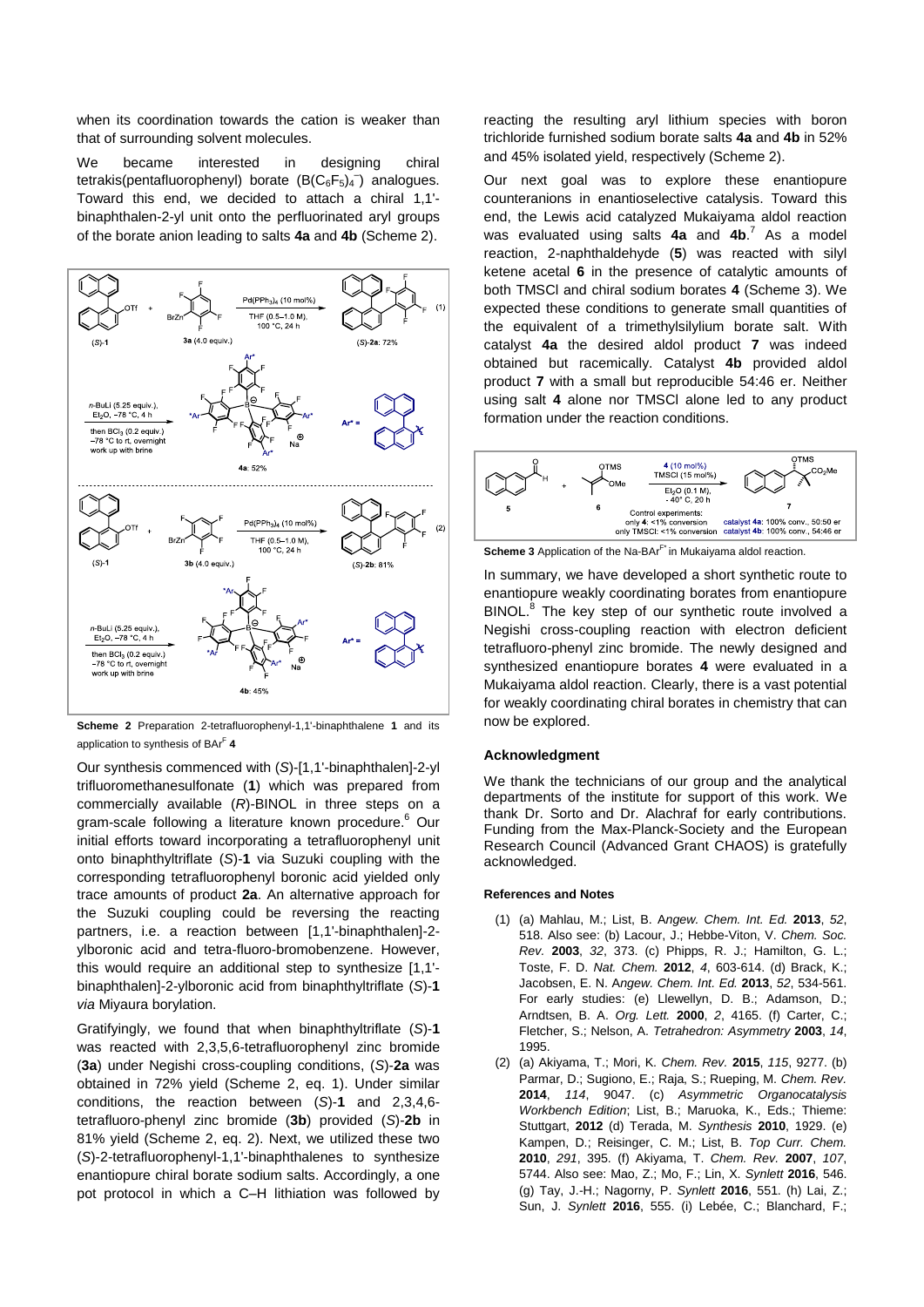when its coordination towards the cation is weaker than that of surrounding solvent molecules.

We became interested in designing chiral tetrakis(pentafluorophenyl) borate ($B(C_6F_5)_4^-$) analogues. Toward this end, we decided to attach a chiral 1,1'-binaphthalen-2-yl unit onto the perfluorinated aryl groups of the borate anion leading to salts **4a** and **4b** (Scheme 2).

**Scheme 2** Preparation 2-tetrafluorophenyl-1,1'-binaphthalene **1** and its application to synthesis of BAr[F] **4**

Our synthesis commenced with (*S*)-[1,1'-binaphthalen]-2-yl trifluoromethanesulfonate (**1**) which was prepared from commercially available (*R*)-BINOL in three steps on a gram-scale following a literature known procedure.[6] Our initial efforts toward incorporating a tetrafluorophenyl unit onto binaphthyltriflate (*S*)-**1** via Suzuki coupling with the corresponding tetrafluorophenyl boronic acid yielded only trace amounts of product **2a**. An alternative approach for the Suzuki coupling could be reversing the reacting partners, i.e. a reaction between [1,1'-binaphthalen]-2-ylboronic acid and tetra-fluoro-bromobenzene. However, this would require an additional step to synthesize [1,1'-binaphthalen]-2-ylboronic acid from binaphthyltriflate (*S*)-**1** *via* Miyaura borylation.

Gratifyingly, we found that when binaphthyltriflate (*S*)-**1** was reacted with 2,3,5,6-tetrafluorophenyl zinc bromide (**3a**) under Negishi cross-coupling conditions, (*S*)-**2a** was obtained in 72% yield (Scheme 2, eq. 1). Under similar conditions, the reaction between (*S*)-**1** and 2,3,4,6-tetrafluoro-phenyl zinc bromide (**3b**) provided (*S*)-**2b** in 81% yield (Scheme 2, eq. 2). Next, we utilized these two (*S*)-2-tetrafluorophenyl-1,1'-binaphthalenes to synthesize enantiopure chiral borate sodium salts. Accordingly, a one pot protocol in which a C–H lithiation was followed by reacting the resulting aryl lithium species with boron trichloride furnished sodium borate salts **4a** and **4b** in 52% and 45% isolated yield, respectively (Scheme 2).

Our next goal was to explore these enantiopure counteranions in enantioselective catalysis. Toward this end, the Lewis acid catalyzed Mukaiyama aldol reaction was evaluated using salts **4a** and **4b**.[7] As a model reaction, 2-naphthaldehyde (**5**) was reacted with silyl ketene acetal **6** in the presence of catalytic amounts of both TMSCl and chiral sodium borates **4** (Scheme 3). We expected these conditions to generate small quantities of the equivalent of a trimethylsilylium borate salt. With catalyst **4a** the desired aldol product **7** was indeed obtained but racemically. Catalyst **4b** provided aldol product **7** with a small but reproducible 54:46 er. Neither using salt **4** alone nor TMSCl alone led to any product formation under the reaction conditions.

**Scheme 3** Application of the Na-BAr[F*] in Mukaiyama aldol reaction.

In summary, we have developed a short synthetic route to enantiopure weakly coordinating borates from enantiopure BINOL.[8] The key step of our synthetic route involved a Negishi cross-coupling reaction with electron deficient tetrafluoro-phenyl zinc bromide. The newly designed and synthesized enantiopure borates **4** were evaluated in a Mukaiyama aldol reaction. Clearly, there is a vast potential for weakly coordinating chiral borates in chemistry that can now be explored.

## Acknowledgment

We thank the technicians of our group and the analytical departments of the institute for support of this work. We thank Dr. Sorto and Dr. Alachraf for early contributions. Funding from the Max-Planck-Society and the European Research Council (Advanced Grant CHAOS) is gratefully acknowledged.

### References and Notes

(1) (a) Mahlau, M.; List, B. *Angew. Chem. Int. Ed.* **2013**, *52*, 518. Also see: (b) Lacour, J.; Hebbe-Viton, V. *Chem. Soc. Rev.* **2003**, *32*, 373. (c) Phipps, R. J.; Hamilton, G. L.; Toste, F. D. *Nat. Chem.* **2012**, *4*, 603-614. (d) Brack, K.; Jacobsen, E. N. *Angew. Chem. Int. Ed.* **2013**, *52*, 534-561. For early studies: (e) Llewellyn, D. B.; Adamson, D.; Arndtsen, B. A. *Org. Lett.* **2000**, *2*, 4165. (f) Carter, C.; Fletcher, S.; Nelson, A. *Tetrahedron: Asymmetry* **2003**, *14*, 1995.

(2) (a) Akiyama, T.; Mori, K. *Chem. Rev.* **2015**, *115*, 9277. (b) Parmar, D.; Sugiono, E.; Raja, S.; Rueping, M. *Chem. Rev.* **2014**, *114*, 9047. (c) *Asymmetric Organocatalysis Workbench Edition*; List, B.; Maruoka, K., Eds.; Thieme: Stuttgart, **2012** (d) Terada, M. *Synthesis* **2010**, 1929. (e) Kampen, D.; Reisinger, C. M.; List, B. *Top Curr. Chem.* **2010**, *291*, 395. (f) Akiyama, T. *Chem. Rev.* **2007**, *107*, 5744. Also see: Mao, Z.; Mo, F.; Lin, X. *Synlett* **2016**, 546. (g) Tay, J.-H.; Nagorny, P. *Synlett* **2016**, 551. (h) Lai, Z.; Sun, J. *Synlett* **2016**, 555. (i) Lebée, C.; Blanchard, F.;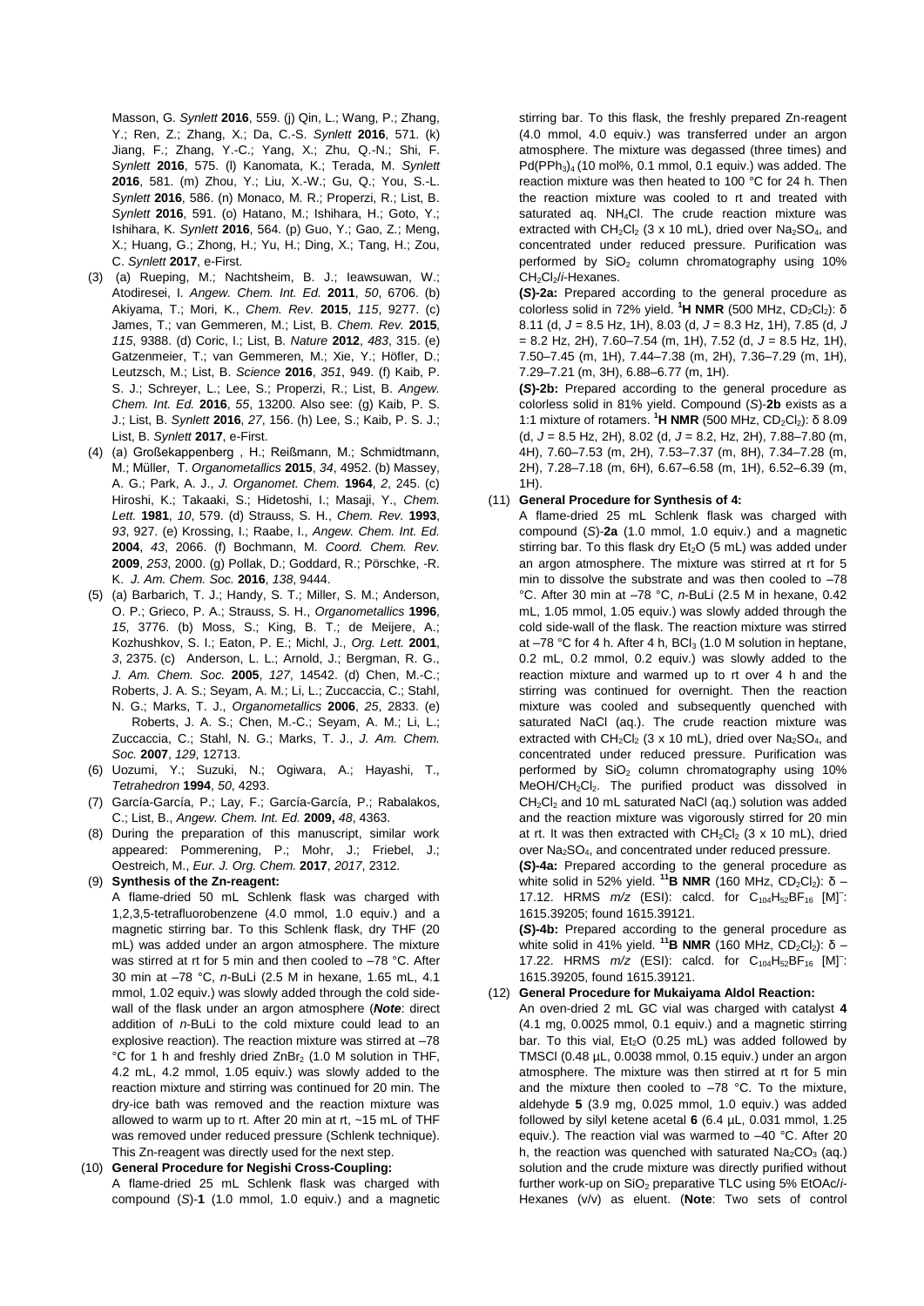Masson, G. *Synlett* **2016**, 559. (j) Qin, L.; Wang, P.; Zhang, Y.; Ren, Z.; Zhang, X.; Da, C.-S. *Synlett* **2016**, 571. (k) Jiang, F.; Zhang, Y.-C.; Yang, X.; Zhu, Q.-N.; Shi, F. *Synlett* **2016**, 575. (l) Kanomata, K.; Terada, M. *Synlett* **2016**, 581. (m) Zhou, Y.; Liu, X.-W.; Gu, Q.; You, S.-L. *Synlett* **2016**, 586. (n) Monaco, M. R.; Properzi, R.; List, B. *Synlett* **2016**, 591. (o) Hatano, M.; Ishihara, H.; Goto, Y.; Ishihara, K. *Synlett* **2016**, 564. (p) Guo, Y.; Gao, Z.; Meng, X.; Huang, G.; Zhong, H.; Yu, H.; Ding, X.; Tang, H.; Zou, C. *Synlett* **2017**, e-First.

(3) (a) Rueping, M.; Nachtsheim, B. J.; Ieawsuwan, W.; Atodiresei, I. *Angew. Chem. Int. Ed.* **2011**, *50*, 6706. (b) Akiyama, T.; Mori, K., *Chem. Rev.* **2015**, *115*, 9277. (c) James, T.; van Gemmeren, M.; List, B. *Chem. Rev.* **2015**, *115*, 9388. (d) Coric, I.; List, B. *Nature* **2012**, *483*, 315. (e) Gatzenmeier, T.; van Gemmeren, M.; Xie, Y.; Höfler, D.; Leutzsch, M.; List, B. *Science* **2016**, *351*, 949. (f) Kaib, P. S. J.; Schreyer, L.; Lee, S.; Properzi, R.; List, B. *Angew. Chem. Int. Ed.* **2016**, *55*, 13200. Also see: (g) Kaib, P. S. J.; List, B. *Synlett* **2016**, *27*, 156. (h) Lee, S.; Kaib, P. S. J.; List, B. *Synlett* **2017**, e-First.

(4) (a) Großekappenberg , H.; Reißmann, M.; Schmidtmann, M.; Müller, T. *Organometallics* **2015**, *34*, 4952. (b) Massey, A. G.; Park, A. J., *J. Organomet. Chem.* **1964**, *2*, 245. (c) Hiroshi, K.; Takaaki, S.; Hidetoshi, I.; Masaji, Y., *Chem. Lett.* **1981**, *10*, 579. (d) Strauss, S. H., *Chem. Rev.* **1993**, *93*, 927. (e) Krossing, I.; Raabe, I., *Angew. Chem. Int. Ed.* **2004**, *43*, 2066. (f) Bochmann, M. *Coord. Chem. Rev.* **2009**, *253*, 2000. (g) Pollak, D.; Goddard, R.; Pörschke, -R. K. *J. Am. Chem. Soc.* **2016**, *138*, 9444.

(5) (a) Barbarich, T. J.; Handy, S. T.; Miller, S. M.; Anderson, O. P.; Grieco, P. A.; Strauss, S. H., *Organometallics* **1996**, *15*, 3776. (b) Moss, S.; King, B. T.; de Meijere, A.; Kozhushkov, S. I.; Eaton, P. E.; Michl, J., *Org. Lett.* **2001**, *3*, 2375. (c) Anderson, L. L.; Arnold, J.; Bergman, R. G., *J. Am. Chem. Soc.* **2005**, *127*, 14542. (d) Chen, M.-C.; Roberts, J. A. S.; Seyam, A. M.; Li, L.; Zuccaccia, C.; Stahl, N. G.; Marks, T. J., *Organometallics* **2006**, *25*, 2833. (e) Roberts, J. A. S.; Chen, M.-C.; Seyam, A. M.; Li, L.; Zuccaccia, C.; Stahl, N. G.; Marks, T. J., *J. Am. Chem. Soc.* **2007**, *129*, 12713.

(6) Uozumi, Y.; Suzuki, N.; Ogiwara, A.; Hayashi, T., *Tetrahedron* **1994**, *50*, 4293.

(7) García-García, P.; Lay, F.; García-García, P.; Rabalakos, C.; List, B., *Angew. Chem. Int. Ed.* **2009,** *48*, 4363.

(8) During the preparation of this manuscript, similar work appeared: Pommerening, P.; Mohr, J.; Friebel, J.; Oestreich, M., *Eur. J. Org. Chem.* **2017**, *2017*, 2312.

(9) **Synthesis of the Zn-reagent:**
A flame-dried 50 mL Schlenk flask was charged with 1,2,3,5-tetrafluorobenzene (4.0 mmol, 1.0 equiv.) and a magnetic stirring bar. To this Schlenk flask, dry THF (20 mL) was added under an argon atmosphere. The mixture was stirred at rt for 5 min and then cooled to –78 °C. After 30 min at –78 °C, *n*-BuLi (2.5 M in hexane, 1.65 mL, 4.1 mmol, 1.02 equiv.) was slowly added through the cold side-wall of the flask under an argon atmosphere (***Note***: direct addition of *n*-BuLi to the cold mixture could lead to an explosive reaction). The reaction mixture was stirred at –78 °C for 1 h and freshly dried $ZnBr_2$ (1.0 M solution in THF, 4.2 mL, 4.2 mmol, 1.05 equiv.) was slowly added to the reaction mixture and stirring was continued for 20 min. The dry-ice bath was removed and the reaction mixture was allowed to warm up to rt. After 20 min at rt, ~15 mL of THF was removed under reduced pressure (Schlenk technique). This Zn-reagent was directly used for the next step.

(10) **General Procedure for Negishi Cross-Coupling:**
A flame-dried 25 mL Schlenk flask was charged with compound (*S*)-**1** (1.0 mmol, 1.0 equiv.) and a magnetic stirring bar. To this flask, the freshly prepared Zn-reagent (4.0 mmol, 4.0 equiv.) was transferred under an argon atmosphere. The mixture was degassed (three times) and $Pd(PPh_3)_4$ (10 mol%, 0.1 mmol, 0.1 equiv.) was added. The reaction mixture was then heated to 100 °C for 24 h. Then the reaction mixture was cooled to rt and treated with saturated aq. $NH_4Cl$. The crude reaction mixture was extracted with $CH_2Cl_2$ (3 x 10 mL), dried over $Na_2SO_4$, and concentrated under reduced pressure. Purification was performed by $SiO_2$ column chromatography using 10% $CH_2Cl_2$/*i*-Hexanes.
**(*S*)-2a:** Prepared according to the general procedure as colorless solid in 72% yield. **$^1$H NMR** (500 MHz, $CD_2Cl_2$): δ 8.11 (d, *J* = 8.5 Hz, 1H), 8.03 (d, *J* = 8.3 Hz, 1H), 7.85 (d, *J* = 8.2 Hz, 2H), 7.60–7.54 (m, 1H), 7.52 (d, *J* = 8.5 Hz, 1H), 7.50–7.45 (m, 1H), 7.44–7.38 (m, 2H), 7.36–7.29 (m, 1H), 7.29–7.21 (m, 3H), 6.88–6.77 (m, 1H).
**(*S*)-2b:** Prepared according to the general procedure as colorless solid in 81% yield. Compound (*S*)-**2b** exists as a 1:1 mixture of rotamers. **$^1$H NMR** (500 MHz, $CD_2Cl_2$): δ 8.09 (d, *J* = 8.5 Hz, 2H), 8.02 (d, *J* = 8.2, Hz, 2H), 7.88–7.80 (m, 4H), 7.60–7.53 (m, 2H), 7.53–7.37 (m, 8H), 7.34–7.28 (m, 2H), 7.28–7.18 (m, 6H), 6.67–6.58 (m, 1H), 6.52–6.39 (m, 1H).

(11) **General Procedure for Synthesis of 4:**
A flame-dried 25 mL Schlenk flask was charged with compound (*S*)-**2a** (1.0 mmol, 1.0 equiv.) and a magnetic stirring bar. To this flask dry $Et_2O$ (5 mL) was added under an argon atmosphere. The mixture was stirred at rt for 5 min to dissolve the substrate and was then cooled to –78 °C. After 30 min at –78 °C, *n*-BuLi (2.5 M in hexane, 0.42 mL, 1.05 mmol, 1.05 equiv.) was slowly added through the cold side-wall of the flask. The reaction mixture was stirred at –78 °C for 4 h. After 4 h, $BCl_3$ (1.0 M solution in heptane, 0.2 mL, 0.2 mmol, 0.2 equiv.) was slowly added to the reaction mixture and warmed up to rt over 4 h and the stirring was continued for overnight. Then the reaction mixture was cooled and subsequently quenched with saturated NaCl (aq.). The crude reaction mixture was extracted with $CH_2Cl_2$ (3 x 10 mL), dried over $Na_2SO_4$, and concentrated under reduced pressure. Purification was performed by $SiO_2$ column chromatography using 10% $MeOH/CH_2Cl_2$. The purified product was dissolved in $CH_2Cl_2$ and 10 mL saturated NaCl (aq.) solution was added and the reaction mixture was vigorously stirred for 20 min at rt. It was then extracted with $CH_2Cl_2$ (3 x 10 mL), dried over $Na_2SO_4$, and concentrated under reduced pressure.
**(*S*)-4a:** Prepared according to the general procedure as white solid in 52% yield. **$^{11}$B NMR** (160 MHz, $CD_2Cl_2$): δ –17.12. HRMS *m/z* (ESI): calcd. for $C_{104}H_{52}BF_{16}$ $[M]^-$: 1615.39205; found 1615.39121.
**(*S*)-4b:** Prepared according to the general procedure as white solid in 41% yield. **$^{11}$B NMR** (160 MHz, $CD_2Cl_2$): δ –17.22. HRMS *m/z* (ESI): calcd. for $C_{104}H_{52}BF_{16}$ $[M]^-$: 1615.39205, found 1615.39121.

(12) **General Procedure for Mukaiyama Aldol Reaction:**
An oven-dried 2 mL GC vial was charged with catalyst **4** (4.1 mg, 0.0025 mmol, 0.1 equiv.) and a magnetic stirring bar. To this vial, $Et_2O$ (0.25 mL) was added followed by TMSCl (0.48 µL, 0.0038 mmol, 0.15 equiv.) under an argon atmosphere. The mixture was then stirred at rt for 5 min and the mixture then cooled to –78 °C. To the mixture, aldehyde **5** (3.9 mg, 0.025 mmol, 1.0 equiv.) was added followed by silyl ketene acetal **6** (6.4 µL, 0.031 mmol, 1.25 equiv.). The reaction vial was warmed to –40 °C. After 20 h, the reaction was quenched with saturated $Na_2CO_3$ (aq.) solution and the crude mixture was directly purified without further work-up on $SiO_2$ preparative TLC using 5% EtOAc/*i*-Hexanes (v/v) as eluent. (**Note**: Two sets of control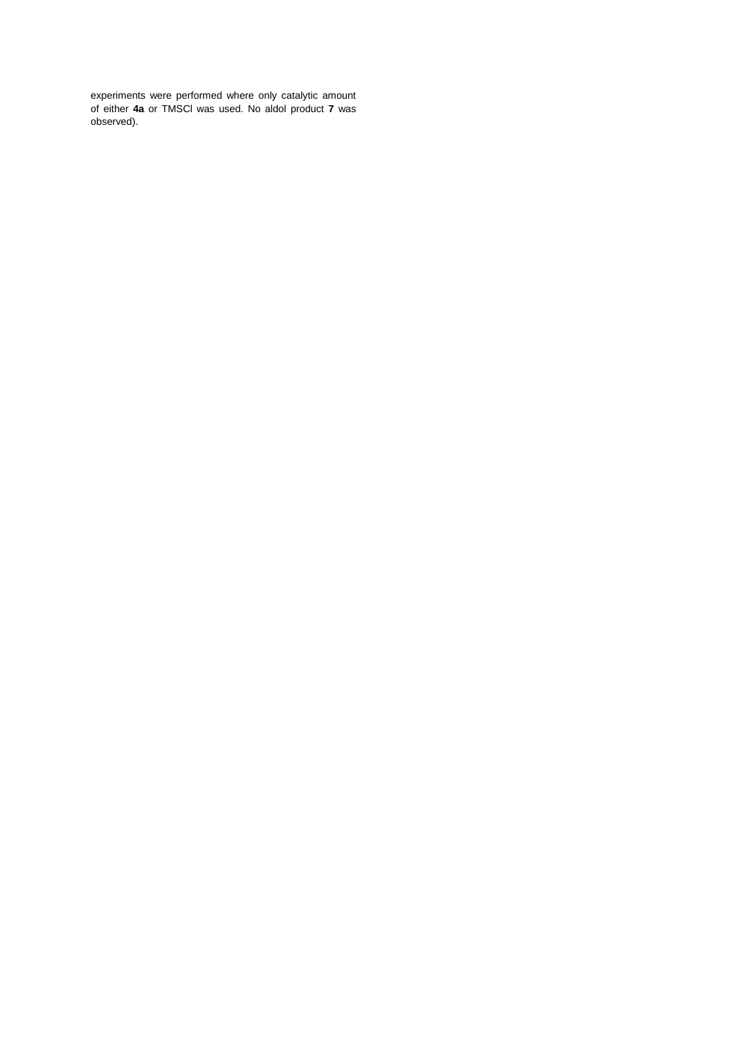experiments were performed where only catalytic amount of either **4a** or TMSCl was used. No aldol product **7** was observed).